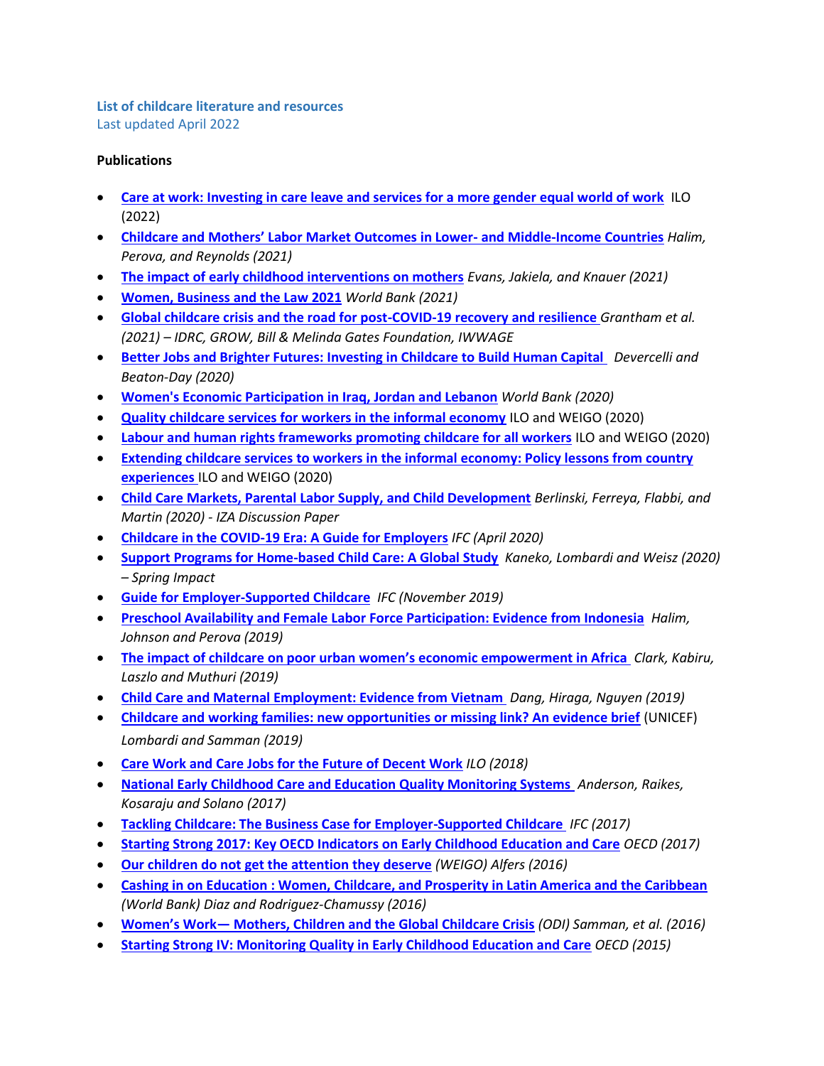**List of childcare literature and resources**
Last updated April 2022

**Publications**

- **Care at work: Investing in care leave and services for a more gender equal world of work** ILO (2022)
- **Childcare and Mothers' Labor Market Outcomes in Lower- and Middle-Income Countries** *Halim, Perova, and Reynolds (2021)*
- **The impact of early childhood interventions on mothers** *Evans, Jakiela, and Knauer (2021)*
- **Women, Business and the Law 2021** *World Bank (2021)*
- **Global childcare crisis and the road for post-COVID-19 recovery and resilience** *Grantham et al. (2021) – IDRC, GROW, Bill & Melinda Gates Foundation, IWWAGE*
- **Better Jobs and Brighter Futures: Investing in Childcare to Build Human Capital** *Devercelli and Beaton-Day (2020)*
- **Women's Economic Participation in Iraq, Jordan and Lebanon** *World Bank (2020)*
- **Quality childcare services for workers in the informal economy** ILO and WEIGO (2020)
- **Labour and human rights frameworks promoting childcare for all workers** ILO and WEIGO (2020)
- **Extending childcare services to workers in the informal economy: Policy lessons from country experiences** ILO and WEIGO (2020)
- **Child Care Markets, Parental Labor Supply, and Child Development** *Berlinski, Ferreya, Flabbi, and Martin (2020) - IZA Discussion Paper*
- **Childcare in the COVID-19 Era: A Guide for Employers** *IFC (April 2020)*
- **Support Programs for Home-based Child Care: A Global Study** *Kaneko, Lombardi and Weisz (2020) – Spring Impact*
- **Guide for Employer-Supported Childcare** *IFC (November 2019)*
- **Preschool Availability and Female Labor Force Participation: Evidence from Indonesia** *Halim, Johnson and Perova (2019)*
- **The impact of childcare on poor urban women's economic empowerment in Africa** *Clark, Kabiru, Laszlo and Muthuri (2019)*
- **Child Care and Maternal Employment: Evidence from Vietnam** *Dang, Hiraga, Nguyen (2019)*
- **Childcare and working families: new opportunities or missing link? An evidence brief** (UNICEF) *Lombardi and Samman (2019)*
- **Care Work and Care Jobs for the Future of Decent Work** *ILO (2018)*
- **National Early Childhood Care and Education Quality Monitoring Systems** *Anderson, Raikes, Kosaraju and Solano (2017)*
- **Tackling Childcare: The Business Case for Employer-Supported Childcare** *IFC (2017)*
- **Starting Strong 2017: Key OECD Indicators on Early Childhood Education and Care** *OECD (2017)*
- **Our children do not get the attention they deserve** *(WEIGO) Alfers (2016)*
- **Cashing in on Education : Women, Childcare, and Prosperity in Latin America and the Caribbean** *(World Bank) Diaz and Rodriguez-Chamussy (2016)*
- **Women's Work— Mothers, Children and the Global Childcare Crisis** *(ODI) Samman, et al. (2016)*
- **Starting Strong IV: Monitoring Quality in Early Childhood Education and Care** *OECD (2015)*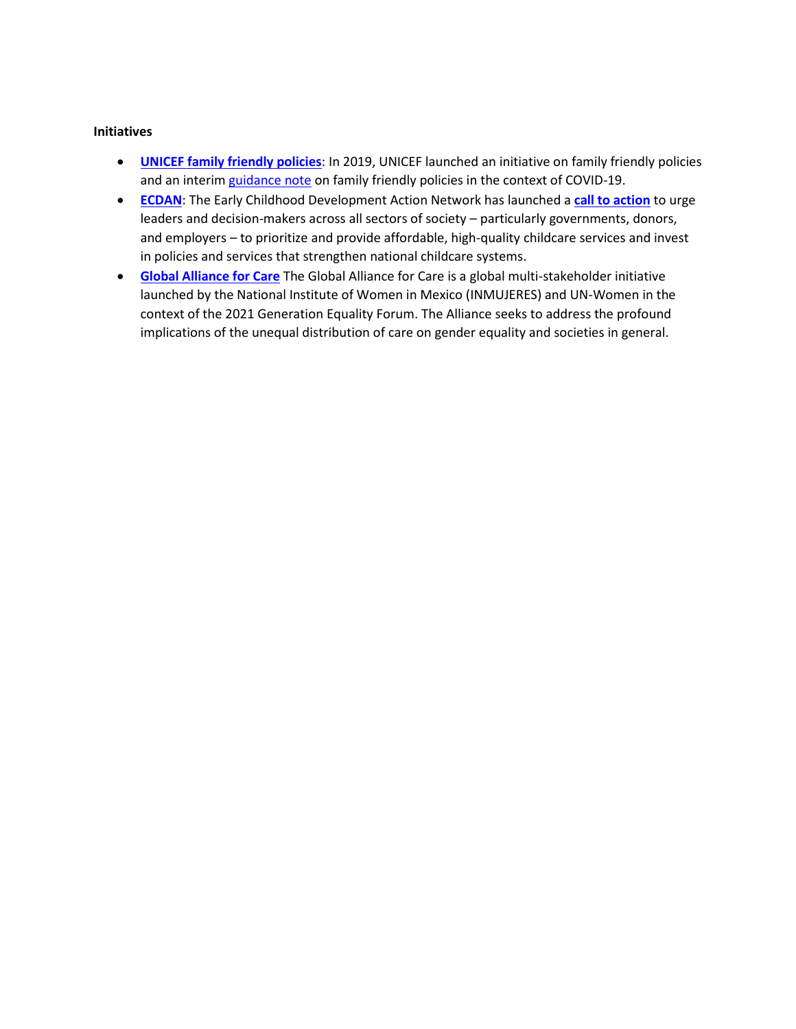**Initiatives**

- **UNICEF family friendly policies**: In 2019, UNICEF launched an initiative on family friendly policies and an interim guidance note on family friendly policies in the context of COVID-19.
- **ECDAN**: The Early Childhood Development Action Network has launched a **call to action** to urge leaders and decision-makers across all sectors of society – particularly governments, donors, and employers – to prioritize and provide affordable, high-quality childcare services and invest in policies and services that strengthen national childcare systems.
- **Global Alliance for Care** The Global Alliance for Care is a global multi-stakeholder initiative launched by the National Institute of Women in Mexico (INMUJERES) and UN-Women in the context of the 2021 Generation Equality Forum. The Alliance seeks to address the profound implications of the unequal distribution of care on gender equality and societies in general.